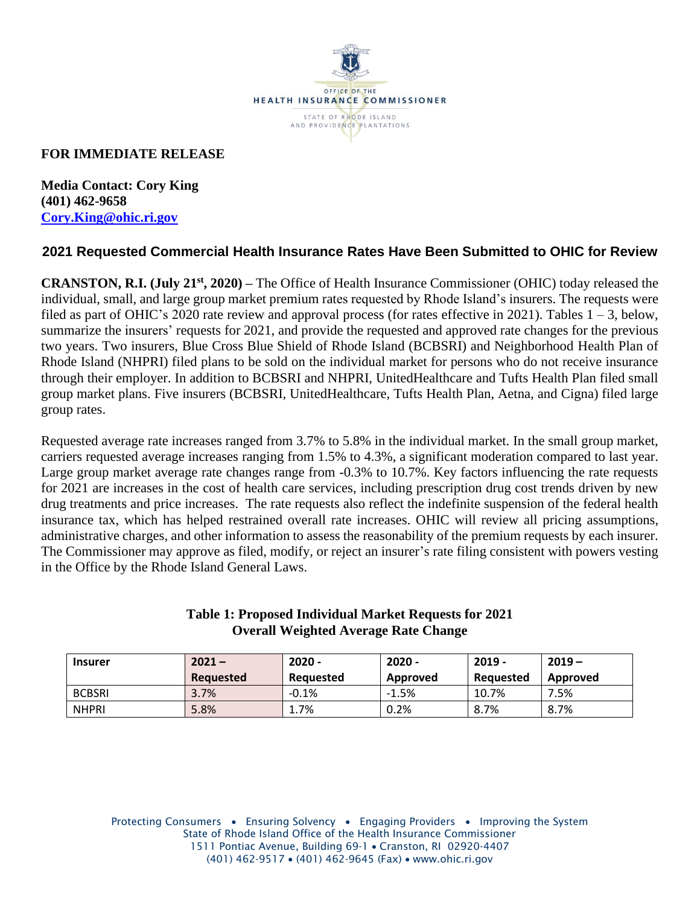OFFICE OF THE
HEALTH INSURANCE COMMISSIONER
STATE OF RHODE ISLAND
AND PROVIDENCE PLANTATIONS

**FOR IMMEDIATE RELEASE**

**Media Contact: Cory King**
**(401) 462-9658**
**Cory.King@ohic.ri.gov**

## 2021 Requested Commercial Health Insurance Rates Have Been Submitted to OHIC for Review

**CRANSTON, R.I. (July 21st, 2020) –** The Office of Health Insurance Commissioner (OHIC) today released the individual, small, and large group market premium rates requested by Rhode Island's insurers. The requests were filed as part of OHIC's 2020 rate review and approval process (for rates effective in 2021). Tables 1 – 3, below, summarize the insurers' requests for 2021, and provide the requested and approved rate changes for the previous two years. Two insurers, Blue Cross Blue Shield of Rhode Island (BCBSRI) and Neighborhood Health Plan of Rhode Island (NHPRI) filed plans to be sold on the individual market for persons who do not receive insurance through their employer. In addition to BCBSRI and NHPRI, UnitedHealthcare and Tufts Health Plan filed small group market plans. Five insurers (BCBSRI, UnitedHealthcare, Tufts Health Plan, Aetna, and Cigna) filed large group rates.

Requested average rate increases ranged from 3.7% to 5.8% in the individual market. In the small group market, carriers requested average increases ranging from 1.5% to 4.3%, a significant moderation compared to last year. Large group market average rate changes range from -0.3% to 10.7%. Key factors influencing the rate requests for 2021 are increases in the cost of health care services, including prescription drug cost trends driven by new drug treatments and price increases. The rate requests also reflect the indefinite suspension of the federal health insurance tax, which has helped restrained overall rate increases. OHIC will review all pricing assumptions, administrative charges, and other information to assess the reasonability of the premium requests by each insurer. The Commissioner may approve as filed, modify, or reject an insurer's rate filing consistent with powers vesting in the Office by the Rhode Island General Laws.

**Table 1: Proposed Individual Market Requests for 2021**
**Overall Weighted Average Rate Change**

| Insurer | 2021 – Requested | 2020 - Requested | 2020 - Approved | 2019 - Requested | 2019 – Approved |
|---|---|---|---|---|---|
| BCBSRI | 3.7% | -0.1% | -1.5% | 10.7% | 7.5% |
| NHPRI | 5.8% | 1.7% | 0.2% | 8.7% | 8.7% |

Protecting Consumers • Ensuring Solvency • Engaging Providers • Improving the System
State of Rhode Island Office of the Health Insurance Commissioner
1511 Pontiac Avenue, Building 69-1 • Cranston, RI 02920-4407
(401) 462-9517 • (401) 462-9645 (Fax) • www.ohic.ri.gov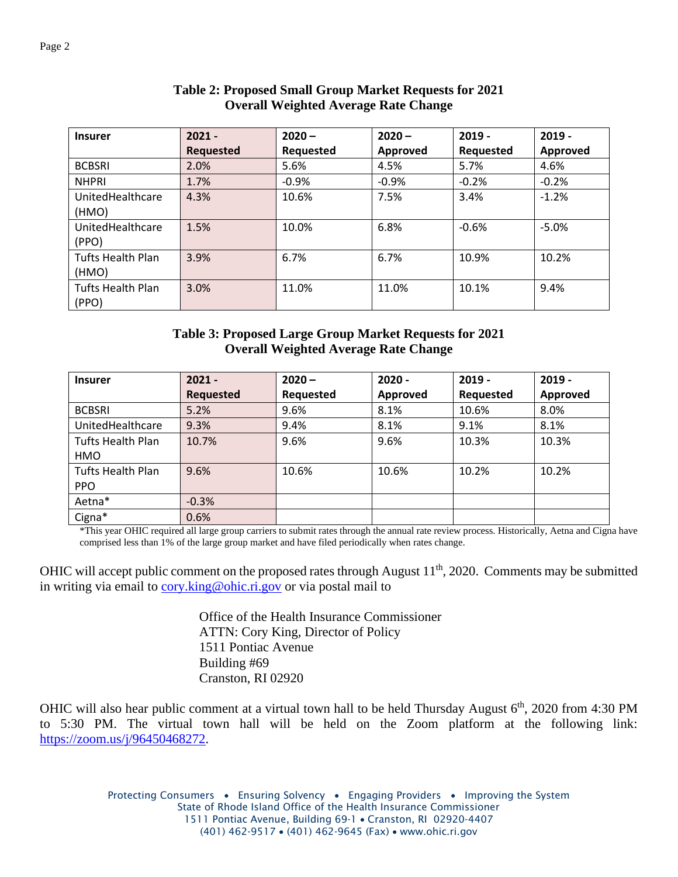**Table 2: Proposed Small Group Market Requests for 2021**
**Overall Weighted Average Rate Change**

| Insurer | 2021 - Requested | 2020 – Requested | 2020 – Approved | 2019 - Requested | 2019 - Approved |
|---|---|---|---|---|---|
| BCBSRI | 2.0% | 5.6% | 4.5% | 5.7% | 4.6% |
| NHPRI | 1.7% | -0.9% | -0.9% | -0.2% | -0.2% |
| UnitedHealthcare (HMO) | 4.3% | 10.6% | 7.5% | 3.4% | -1.2% |
| UnitedHealthcare (PPO) | 1.5% | 10.0% | 6.8% | -0.6% | -5.0% |
| Tufts Health Plan (HMO) | 3.9% | 6.7% | 6.7% | 10.9% | 10.2% |
| Tufts Health Plan (PPO) | 3.0% | 11.0% | 11.0% | 10.1% | 9.4% |

**Table 3: Proposed Large Group Market Requests for 2021**
**Overall Weighted Average Rate Change**

| Insurer | 2021 - Requested | 2020 – Requested | 2020 - Approved | 2019 - Requested | 2019 - Approved |
|---|---|---|---|---|---|
| BCBSRI | 5.2% | 9.6% | 8.1% | 10.6% | 8.0% |
| UnitedHealthcare | 9.3% | 9.4% | 8.1% | 9.1% | 8.1% |
| Tufts Health Plan HMO | 10.7% | 9.6% | 9.6% | 10.3% | 10.3% |
| Tufts Health Plan PPO | 9.6% | 10.6% | 10.6% | 10.2% | 10.2% |
| Aetna* | -0.3% | | | | |
| Cigna* | 0.6% | | | | |

*This year OHIC required all large group carriers to submit rates through the annual rate review process. Historically, Aetna and Cigna have comprised less than 1% of the large group market and have filed periodically when rates change.

OHIC will accept public comment on the proposed rates through August 11th, 2020. Comments may be submitted in writing via email to cory.king@ohic.ri.gov or via postal mail to

Office of the Health Insurance Commissioner
ATTN: Cory King, Director of Policy
1511 Pontiac Avenue
Building #69
Cranston, RI 02920

OHIC will also hear public comment at a virtual town hall to be held Thursday August 6th, 2020 from 4:30 PM to 5:30 PM. The virtual town hall will be held on the Zoom platform at the following link: https://zoom.us/j/96450468272.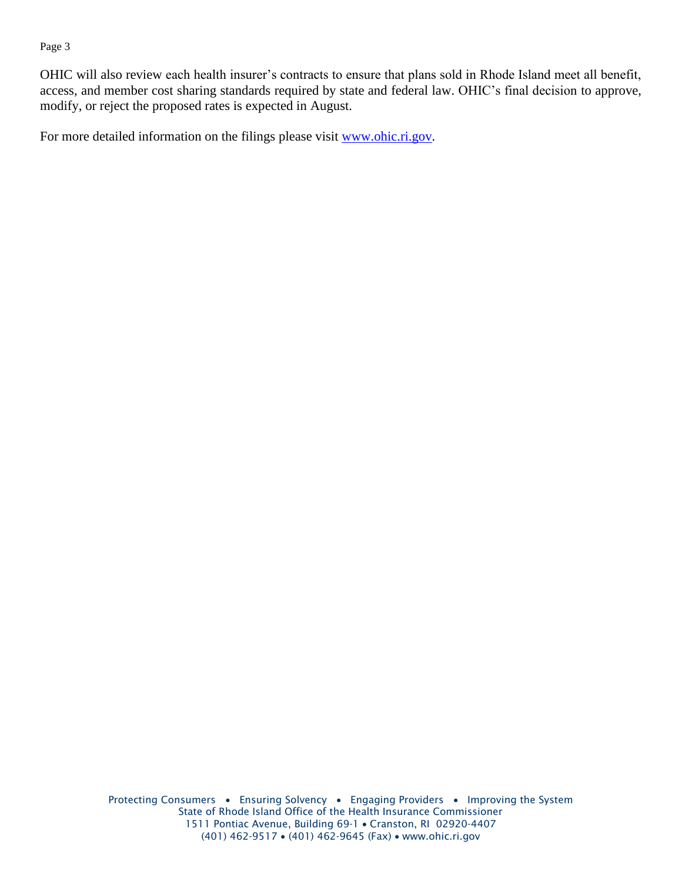OHIC will also review each health insurer's contracts to ensure that plans sold in Rhode Island meet all benefit, access, and member cost sharing standards required by state and federal law. OHIC's final decision to approve, modify, or reject the proposed rates is expected in August.

For more detailed information on the filings please visit [www.ohic.ri.gov](http://www.ohic.ri.gov).